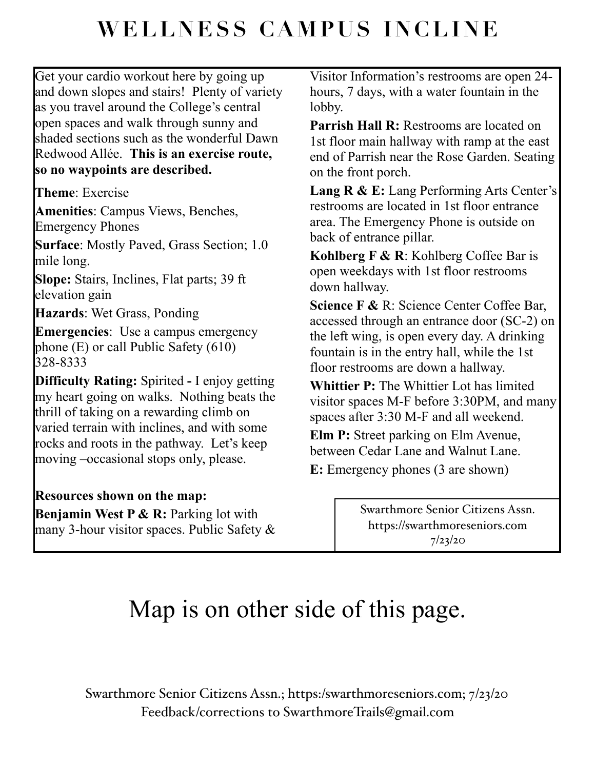# WELLNESS CAMPUS INCLINE

Get your cardio workout here by going up and down slopes and stairs! Plenty of variety as you travel around the College's central open spaces and walk through sunny and shaded sections such as the wonderful Dawn Redwood Allée. **This is an exercise route, so no waypoints are described.**

**Theme**: Exercise

**Amenities**: Campus Views, Benches, Emergency Phones

**Surface**: Mostly Paved, Grass Section; 1.0 mile long.

**Slope:** Stairs, Inclines, Flat parts; 39 ft elevation gain

**Hazards**: Wet Grass, Ponding

**Emergencies**: Use a campus emergency phone (E) or call Public Safety (610) 328-8333

**Difficulty Rating:** Spirited **-** I enjoy getting my heart going on walks. Nothing beats the thrill of taking on a rewarding climb on varied terrain with inclines, and with some rocks and roots in the pathway. Let's keep moving –occasional stops only, please.

**Resources shown on the map:**

**Benjamin West P & R:** Parking lot with many 3-hour visitor spaces. Public Safety & Visitor Information's restrooms are open 24-hours, 7 days, with a water fountain in the lobby.

**Parrish Hall R:** Restrooms are located on 1st floor main hallway with ramp at the east end of Parrish near the Rose Garden. Seating on the front porch.

**Lang R & E:** Lang Performing Arts Center's restrooms are located in 1st floor entrance area. The Emergency Phone is outside on back of entrance pillar.

**Kohlberg F & R**: Kohlberg Coffee Bar is open weekdays with 1st floor restrooms down hallway.

**Science F &** R: Science Center Coffee Bar, accessed through an entrance door (SC-2) on the left wing, is open every day. A drinking fountain is in the entry hall, while the 1st floor restrooms are down a hallway.

**Whittier P:** The Whittier Lot has limited visitor spaces M-F before 3:30PM, and many spaces after 3:30 M-F and all weekend.

**Elm P:** Street parking on Elm Avenue, between Cedar Lane and Walnut Lane.

**E:** Emergency phones (3 are shown)

Swarthmore Senior Citizens Assn.
https://swarthmoreseniors.com
7/23/20

Map is on other side of this page.

Swarthmore Senior Citizens Assn.; https:/swarthmoreseniors.com; 7/23/20
Feedback/corrections to SwarthmoreTrails@gmail.com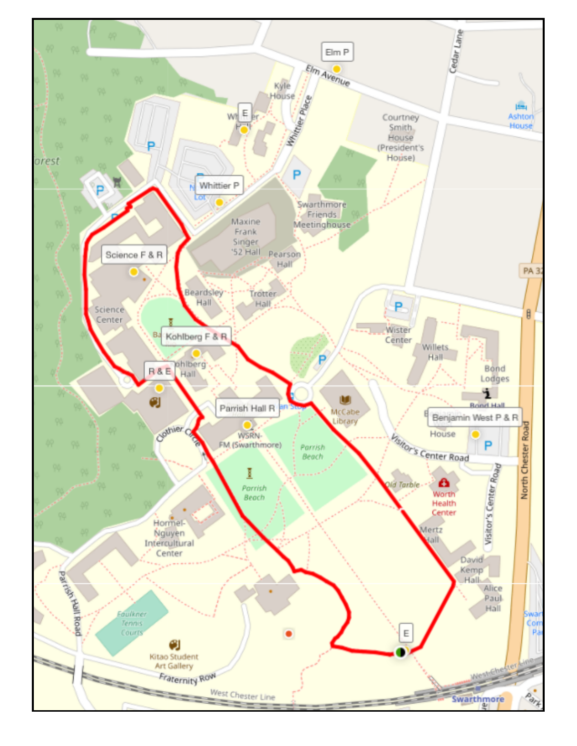Elm P

Elm Avenue

Cedar Lane

Kyle House

Whittier Place

E

Whittier Hall

Courtney Smith House (President's House)

Ashton House

orest

P

Whittier P

N Lot

Maxine Frank Singer '52 Hall

Swarthmore Friends Meetinghouse

Pearson Hall

Science F & R

Science Center

Beardsley Hall

Trotter Hall

PA 32

Kohlberg F & R

Kohlberg Hall

R & E

Wister Center

Willets Hall

Bond Lodges

Bond Hall

Parrish Hall R

WSRN-FM (Swarthmore)

McCabe Library

Benjamin West P & R

House

Clothier Circle

Parrish Beach

Visitor's Center Road

North Chester Road

Old Tarble

Worth Health Center

Hormel-Nguyen Intercultural Center

Mertz Hall

David Kemp Hall

Alice Paul Hall

Parrish Hall Road

Faulkner Tennis Courts

Kitao Student Art Gallery

Fraternity Row

West Chester Line

Swarthmore